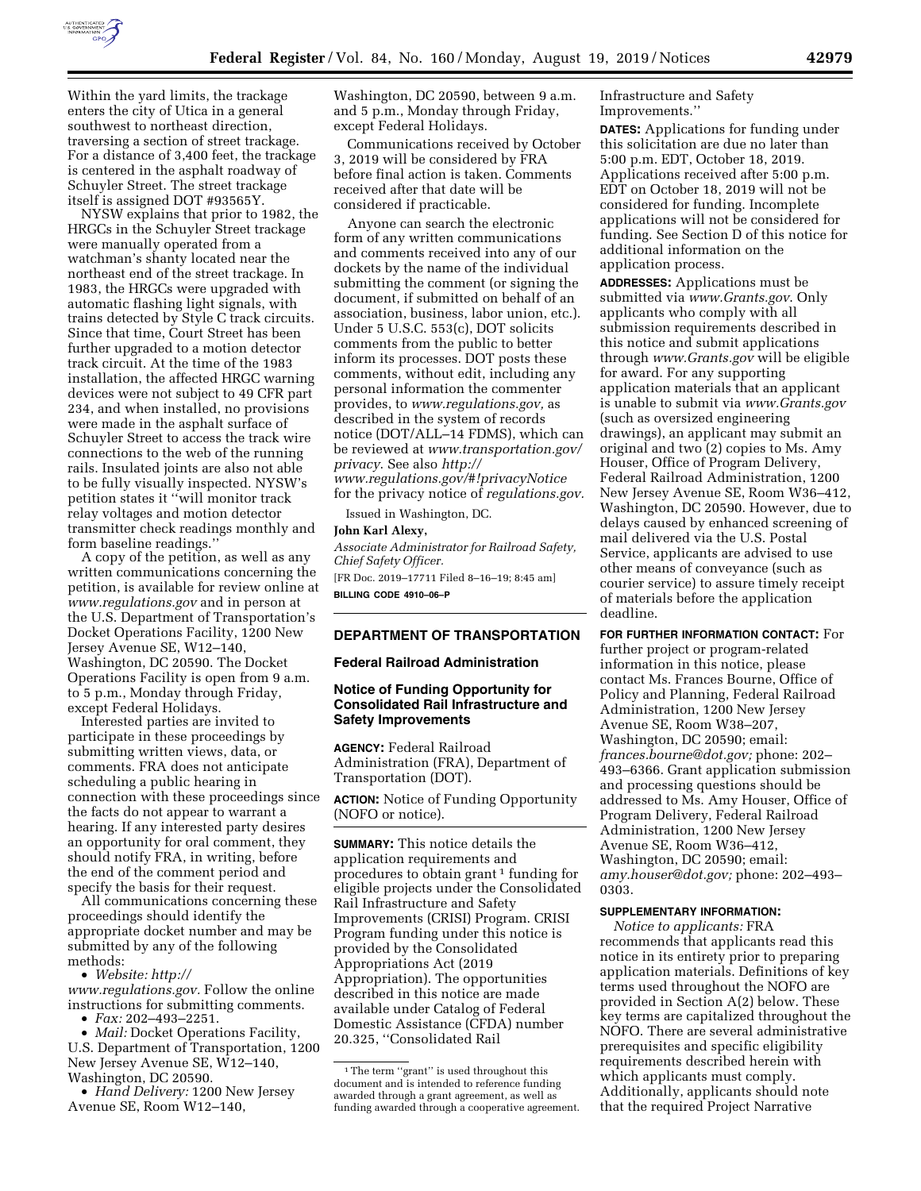Within the yard limits, the trackage enters the city of Utica in a general southwest to northeast direction, traversing a section of street trackage. For a distance of 3,400 feet, the trackage is centered in the asphalt roadway of Schuyler Street. The street trackage itself is assigned DOT #93565Y.

NYSW explains that prior to 1982, the HRGCs in the Schuyler Street trackage were manually operated from a watchman's shanty located near the northeast end of the street trackage. In 1983, the HRGCs were upgraded with automatic flashing light signals, with trains detected by Style C track circuits. Since that time, Court Street has been further upgraded to a motion detector track circuit. At the time of the 1983 installation, the affected HRGC warning devices were not subject to 49 CFR part 234, and when installed, no provisions were made in the asphalt surface of Schuyler Street to access the track wire connections to the web of the running rails. Insulated joints are also not able to be fully visually inspected. NYSW's petition states it ''will monitor track relay voltages and motion detector transmitter check readings monthly and form baseline readings.''

A copy of the petition, as well as any written communications concerning the petition, is available for review online at *www.regulations.gov* and in person at the U.S. Department of Transportation's Docket Operations Facility, 1200 New Jersey Avenue SE, W12–140, Washington, DC 20590. The Docket Operations Facility is open from 9 a.m. to 5 p.m., Monday through Friday, except Federal Holidays.

Interested parties are invited to participate in these proceedings by submitting written views, data, or comments. FRA does not anticipate scheduling a public hearing in connection with these proceedings since the facts do not appear to warrant a hearing. If any interested party desires an opportunity for oral comment, they should notify FRA, in writing, before the end of the comment period and specify the basis for their request.

All communications concerning these proceedings should identify the appropriate docket number and may be submitted by any of the following methods:

- *Website: http://www.regulations.gov.* Follow the online instructions for submitting comments.
- *Fax:* 202–493–2251.
- *Mail:* Docket Operations Facility, U.S. Department of Transportation, 1200 New Jersey Avenue SE, W12–140, Washington, DC 20590.
- *Hand Delivery:* 1200 New Jersey Avenue SE, Room W12–140, Washington, DC 20590, between 9 a.m. and 5 p.m., Monday through Friday, except Federal Holidays.

Communications received by October 3, 2019 will be considered by FRA before final action is taken. Comments received after that date will be considered if practicable.

Anyone can search the electronic form of any written communications and comments received into any of our dockets by the name of the individual submitting the comment (or signing the document, if submitted on behalf of an association, business, labor union, etc.). Under 5 U.S.C. 553(c), DOT solicits comments from the public to better inform its processes. DOT posts these comments, without edit, including any personal information the commenter provides, to *www.regulations.gov,* as described in the system of records notice (DOT/ALL–14 FDMS), which can be reviewed at *www.transportation.gov/privacy.* See also *http://www.regulations.gov/#!privacyNotice* for the privacy notice of *regulations.gov.*

Issued in Washington, DC.

**John Karl Alexy,**

*Associate Administrator for Railroad Safety, Chief Safety Officer.*

[FR Doc. 2019–17711 Filed 8–16–19; 8:45 am]

**BILLING CODE 4910–06–P**

---

## DEPARTMENT OF TRANSPORTATION

### Federal Railroad Administration

### Notice of Funding Opportunity for Consolidated Rail Infrastructure and Safety Improvements

**AGENCY:** Federal Railroad Administration (FRA), Department of Transportation (DOT).

**ACTION:** Notice of Funding Opportunity (NOFO or notice).

**SUMMARY:** This notice details the application requirements and procedures to obtain grant[1] funding for eligible projects under the Consolidated Rail Infrastructure and Safety Improvements (CRISI) Program. CRISI Program funding under this notice is provided by the Consolidated Appropriations Act (2019 Appropriation). The opportunities described in this notice are made available under Catalog of Federal Domestic Assistance (CFDA) number 20.325, ''Consolidated Rail Infrastructure and Safety Improvements.''

**DATES:** Applications for funding under this solicitation are due no later than 5:00 p.m. EDT, October 18, 2019. Applications received after 5:00 p.m. EDT on October 18, 2019 will not be considered for funding. Incomplete applications will not be considered for funding. See Section D of this notice for additional information on the application process.

**ADDRESSES:** Applications must be submitted via *www.Grants.gov.* Only applicants who comply with all submission requirements described in this notice and submit applications through *www.Grants.gov* will be eligible for award. For any supporting application materials that an applicant is unable to submit via *www.Grants.gov* (such as oversized engineering drawings), an applicant may submit an original and two (2) copies to Ms. Amy Houser, Office of Program Delivery, Federal Railroad Administration, 1200 New Jersey Avenue SE, Room W36–412, Washington, DC 20590. However, due to delays caused by enhanced screening of mail delivered via the U.S. Postal Service, applicants are advised to use other means of conveyance (such as courier service) to assure timely receipt of materials before the application deadline.

**FOR FURTHER INFORMATION CONTACT:** For further project or program-related information in this notice, please contact Ms. Frances Bourne, Office of Policy and Planning, Federal Railroad Administration, 1200 New Jersey Avenue SE, Room W38–207, Washington, DC 20590; email: *frances.bourne@dot.gov;* phone: 202–493–6366. Grant application submission and processing questions should be addressed to Ms. Amy Houser, Office of Program Delivery, Federal Railroad Administration, 1200 New Jersey Avenue SE, Room W36–412, Washington, DC 20590; email: *amy.houser@dot.gov;* phone: 202–493–0303.

**SUPPLEMENTARY INFORMATION:**

*Notice to applicants:* FRA recommends that applicants read this notice in its entirety prior to preparing application materials. Definitions of key terms used throughout the NOFO are provided in Section A(2) below. These key terms are capitalized throughout the NOFO. There are several administrative prerequisites and specific eligibility requirements described herein with which applicants must comply. Additionally, applicants should note that the required Project Narrative

---

[1] The term ''grant'' is used throughout this document and is intended to reference funding awarded through a grant agreement, as well as funding awarded through a cooperative agreement.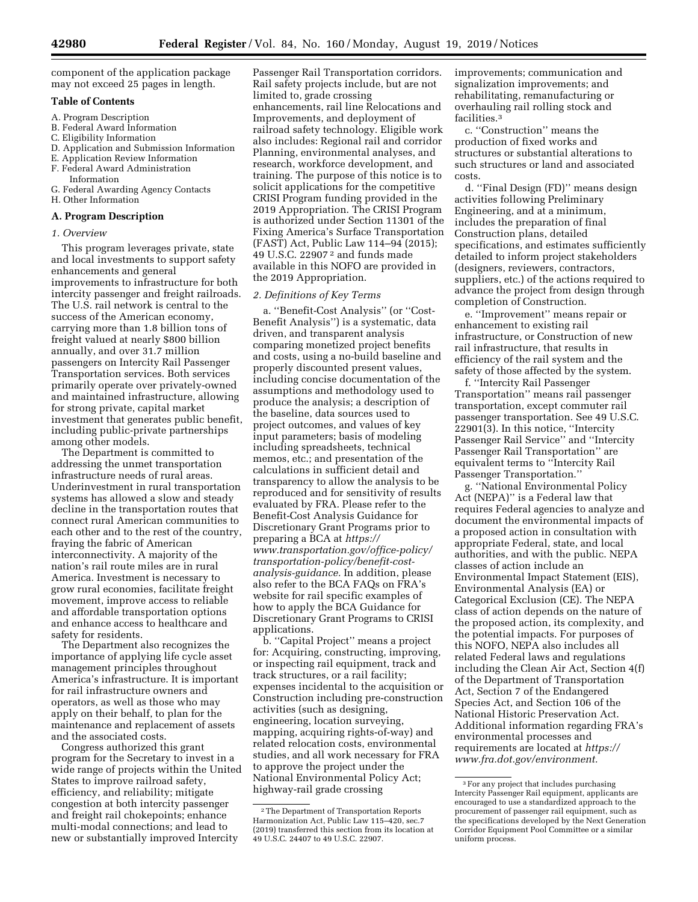component of the application package may not exceed 25 pages in length.

**Table of Contents**

A. Program Description
B. Federal Award Information
C. Eligibility Information
D. Application and Submission Information
E. Application Review Information
F. Federal Award Administration Information
G. Federal Awarding Agency Contacts
H. Other Information

### A. Program Description

*1. Overview*

This program leverages private, state and local investments to support safety enhancements and general improvements to infrastructure for both intercity passenger and freight railroads. The U.S. rail network is central to the success of the American economy, carrying more than 1.8 billion tons of freight valued at nearly $800 billion annually, and over 31.7 million passengers on Intercity Rail Passenger Transportation services. Both services primarily operate over privately-owned and maintained infrastructure, allowing for strong private, capital market investment that generates public benefit, including public-private partnerships among other models.

The Department is committed to addressing the unmet transportation infrastructure needs of rural areas. Underinvestment in rural transportation systems has allowed a slow and steady decline in the transportation routes that connect rural American communities to each other and to the rest of the country, fraying the fabric of American interconnectivity. A majority of the nation's rail route miles are in rural America. Investment is necessary to grow rural economies, facilitate freight movement, improve access to reliable and affordable transportation options and enhance access to healthcare and safety for residents.

The Department also recognizes the importance of applying life cycle asset management principles throughout America's infrastructure. It is important for rail infrastructure owners and operators, as well as those who may apply on their behalf, to plan for the maintenance and replacement of assets and the associated costs.

Congress authorized this grant program for the Secretary to invest in a wide range of projects within the United States to improve railroad safety, efficiency, and reliability; mitigate congestion at both intercity passenger and freight rail chokepoints; enhance multi-modal connections; and lead to new or substantially improved Intercity Passenger Rail Transportation corridors. Rail safety projects include, but are not limited to, grade crossing enhancements, rail line Relocations and Improvements, and deployment of railroad safety technology. Eligible work also includes: Regional rail and corridor Planning, environmental analyses, and research, workforce development, and training. The purpose of this notice is to solicit applications for the competitive CRISI Program funding provided in the 2019 Appropriation. The CRISI Program is authorized under Section 11301 of the Fixing America's Surface Transportation (FAST) Act, Public Law 114–94 (2015); 49 U.S.C. 22907 [2] and funds made available in this NOFO are provided in the 2019 Appropriation.

*2. Definitions of Key Terms*

a. ''Benefit-Cost Analysis'' (or ''Cost-Benefit Analysis'') is a systematic, data driven, and transparent analysis comparing monetized project benefits and costs, using a no-build baseline and properly discounted present values, including concise documentation of the assumptions and methodology used to produce the analysis; a description of the baseline, data sources used to project outcomes, and values of key input parameters; basis of modeling including spreadsheets, technical memos, etc.; and presentation of the calculations in sufficient detail and transparency to allow the analysis to be reproduced and for sensitivity of results evaluated by FRA. Please refer to the Benefit-Cost Analysis Guidance for Discretionary Grant Programs prior to preparing a BCA at *https://www.transportation.gov/office-policy/transportation-policy/benefit-cost-analysis-guidance.* In addition, please also refer to the BCA FAQs on FRA's website for rail specific examples of how to apply the BCA Guidance for Discretionary Grant Programs to CRISI applications.

b. ''Capital Project'' means a project for: Acquiring, constructing, improving, or inspecting rail equipment, track and track structures, or a rail facility; expenses incidental to the acquisition or Construction including pre-construction activities (such as designing, engineering, location surveying, mapping, acquiring rights-of-way) and related relocation costs, environmental studies, and all work necessary for FRA to approve the project under the National Environmental Policy Act; highway-rail grade crossing improvements; communication and signalization improvements; and rehabilitating, remanufacturing or overhauling rail rolling stock and facilities.[3]

c. ''Construction'' means the production of fixed works and structures or substantial alterations to such structures or land and associated costs.

d. ''Final Design (FD)'' means design activities following Preliminary Engineering, and at a minimum, includes the preparation of final Construction plans, detailed specifications, and estimates sufficiently detailed to inform project stakeholders (designers, reviewers, contractors, suppliers, etc.) of the actions required to advance the project from design through completion of Construction.

e. ''Improvement'' means repair or enhancement to existing rail infrastructure, or Construction of new rail infrastructure, that results in efficiency of the rail system and the safety of those affected by the system.

f. ''Intercity Rail Passenger Transportation'' means rail passenger transportation, except commuter rail passenger transportation. See 49 U.S.C. 22901(3). In this notice, ''Intercity Passenger Rail Service'' and ''Intercity Passenger Rail Transportation'' are equivalent terms to ''Intercity Rail Passenger Transportation.''

g. ''National Environmental Policy Act (NEPA)'' is a Federal law that requires Federal agencies to analyze and document the environmental impacts of a proposed action in consultation with appropriate Federal, state, and local authorities, and with the public. NEPA classes of action include an Environmental Impact Statement (EIS), Environmental Analysis (EA) or Categorical Exclusion (CE). The NEPA class of action depends on the nature of the proposed action, its complexity, and the potential impacts. For purposes of this NOFO, NEPA also includes all related Federal laws and regulations including the Clean Air Act, Section 4(f) of the Department of Transportation Act, Section 7 of the Endangered Species Act, and Section 106 of the National Historic Preservation Act. Additional information regarding FRA's environmental processes and requirements are located at *https://www.fra.dot.gov/environment.*

---

[2] The Department of Transportation Reports Harmonization Act, Public Law 115–420, sec.7 (2019) transferred this section from its location at 49 U.S.C. 24407 to 49 U.S.C. 22907.

[3] For any project that includes purchasing Intercity Passenger Rail equipment, applicants are encouraged to use a standardized approach to the procurement of passenger rail equipment, such as the specifications developed by the Next Generation Corridor Equipment Pool Committee or a similar uniform process.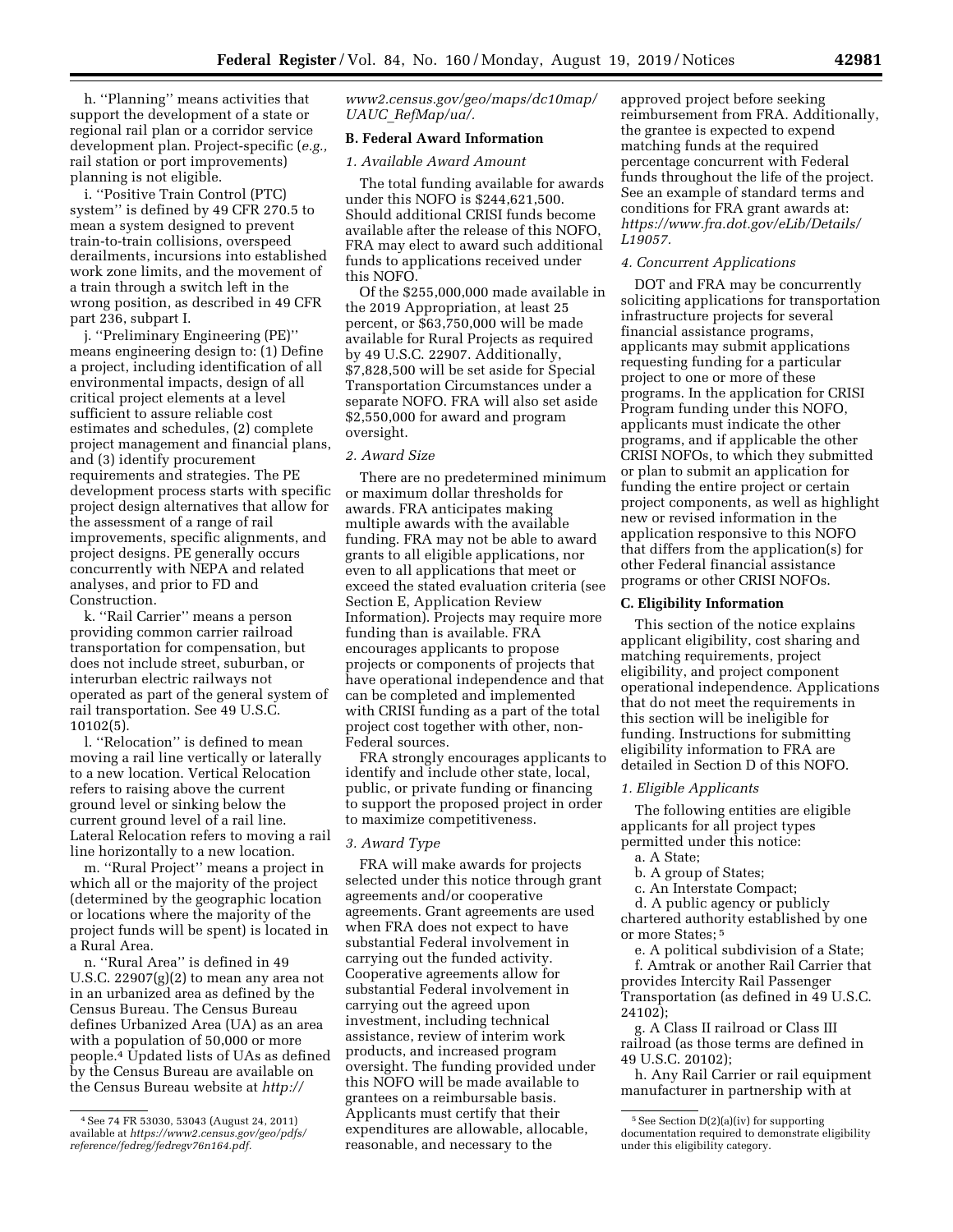h. ''Planning'' means activities that support the development of a state or regional rail plan or a corridor service development plan. Project-specific (*e.g.,* rail station or port improvements) planning is not eligible.

i. ''Positive Train Control (PTC) system'' is defined by 49 CFR 270.5 to mean a system designed to prevent train-to-train collisions, overspeed derailments, incursions into established work zone limits, and the movement of a train through a switch left in the wrong position, as described in 49 CFR part 236, subpart I.

j. ''Preliminary Engineering (PE)'' means engineering design to: (1) Define a project, including identification of all environmental impacts, design of all critical project elements at a level sufficient to assure reliable cost estimates and schedules, (2) complete project management and financial plans, and (3) identify procurement requirements and strategies. The PE development process starts with specific project design alternatives that allow for the assessment of a range of rail improvements, specific alignments, and project designs. PE generally occurs concurrently with NEPA and related analyses, and prior to FD and Construction.

k. ''Rail Carrier'' means a person providing common carrier railroad transportation for compensation, but does not include street, suburban, or interurban electric railways not operated as part of the general system of rail transportation. See 49 U.S.C. 10102(5).

l. ''Relocation'' is defined to mean moving a rail line vertically or laterally to a new location. Vertical Relocation refers to raising above the current ground level or sinking below the current ground level of a rail line. Lateral Relocation refers to moving a rail line horizontally to a new location.

m. ''Rural Project'' means a project in which all or the majority of the project (determined by the geographic location or locations where the majority of the project funds will be spent) is located in a Rural Area.

n. ''Rural Area'' is defined in 49 U.S.C. 22907(g)(2) to mean any area not in an urbanized area as defined by the Census Bureau. The Census Bureau defines Urbanized Area (UA) as an area with a population of 50,000 or more people.[4] Updated lists of UAs as defined by the Census Bureau are available on the Census Bureau website at *http://www2.census.gov/geo/maps/dc10map/UAUC_RefMap/ua/.*

## B. Federal Award Information

### 1. Available Award Amount

The total funding available for awards under this NOFO is $244,621,500. Should additional CRISI funds become available after the release of this NOFO, FRA may elect to award such additional funds to applications received under this NOFO.

Of the $255,000,000 made available in the 2019 Appropriation, at least 25 percent, or $63,750,000 will be made available for Rural Projects as required by 49 U.S.C. 22907. Additionally, $7,828,500 will be set aside for Special Transportation Circumstances under a separate NOFO. FRA will also set aside $2,550,000 for award and program oversight.

### 2. Award Size

There are no predetermined minimum or maximum dollar thresholds for awards. FRA anticipates making multiple awards with the available funding. FRA may not be able to award grants to all eligible applications, nor even to all applications that meet or exceed the stated evaluation criteria (see Section E, Application Review Information). Projects may require more funding than is available. FRA encourages applicants to propose projects or components of projects that have operational independence and that can be completed and implemented with CRISI funding as a part of the total project cost together with other, non-Federal sources.

FRA strongly encourages applicants to identify and include other state, local, public, or private funding or financing to support the proposed project in order to maximize competitiveness.

### 3. Award Type

FRA will make awards for projects selected under this notice through grant agreements and/or cooperative agreements. Grant agreements are used when FRA does not expect to have substantial Federal involvement in carrying out the funded activity. Cooperative agreements allow for substantial Federal involvement in carrying out the agreed upon investment, including technical assistance, review of interim work products, and increased program oversight. The funding provided under this NOFO will be made available to grantees on a reimbursable basis. Applicants must certify that their expenditures are allowable, allocable, reasonable, and necessary to the approved project before seeking reimbursement from FRA. Additionally, the grantee is expected to expend matching funds at the required percentage concurrent with Federal funds throughout the life of the project. See an example of standard terms and conditions for FRA grant awards at: *https://www.fra.dot.gov/eLib/Details/L19057.*

### 4. Concurrent Applications

DOT and FRA may be concurrently soliciting applications for transportation infrastructure projects for several financial assistance programs, applicants may submit applications requesting funding for a particular project to one or more of these programs. In the application for CRISI Program funding under this NOFO, applicants must indicate the other programs, and if applicable the other CRISI NOFOs, to which they submitted or plan to submit an application for funding the entire project or certain project components, as well as highlight new or revised information in the application responsive to this NOFO that differs from the application(s) for other Federal financial assistance programs or other CRISI NOFOs.

## C. Eligibility Information

This section of the notice explains applicant eligibility, cost sharing and matching requirements, project eligibility, and project component operational independence. Applications that do not meet the requirements in this section will be ineligible for funding. Instructions for submitting eligibility information to FRA are detailed in Section D of this NOFO.

### 1. Eligible Applicants

The following entities are eligible applicants for all project types permitted under this notice:

a. A State;

b. A group of States;

c. An Interstate Compact;

d. A public agency or publicly chartered authority established by one or more States;[5]

e. A political subdivision of a State;

f. Amtrak or another Rail Carrier that provides Intercity Rail Passenger Transportation (as defined in 49 U.S.C. 24102);

g. A Class II railroad or Class III railroad (as those terms are defined in 49 U.S.C. 20102);

h. Any Rail Carrier or rail equipment manufacturer in partnership with at

---

[4] See 74 FR 53030, 53043 (August 24, 2011) available at *https://www2.census.gov/geo/pdfs/reference/fedreg/fedregv76n164.pdf.*

[5] See Section D(2)(a)(iv) for supporting documentation required to demonstrate eligibility under this eligibility category.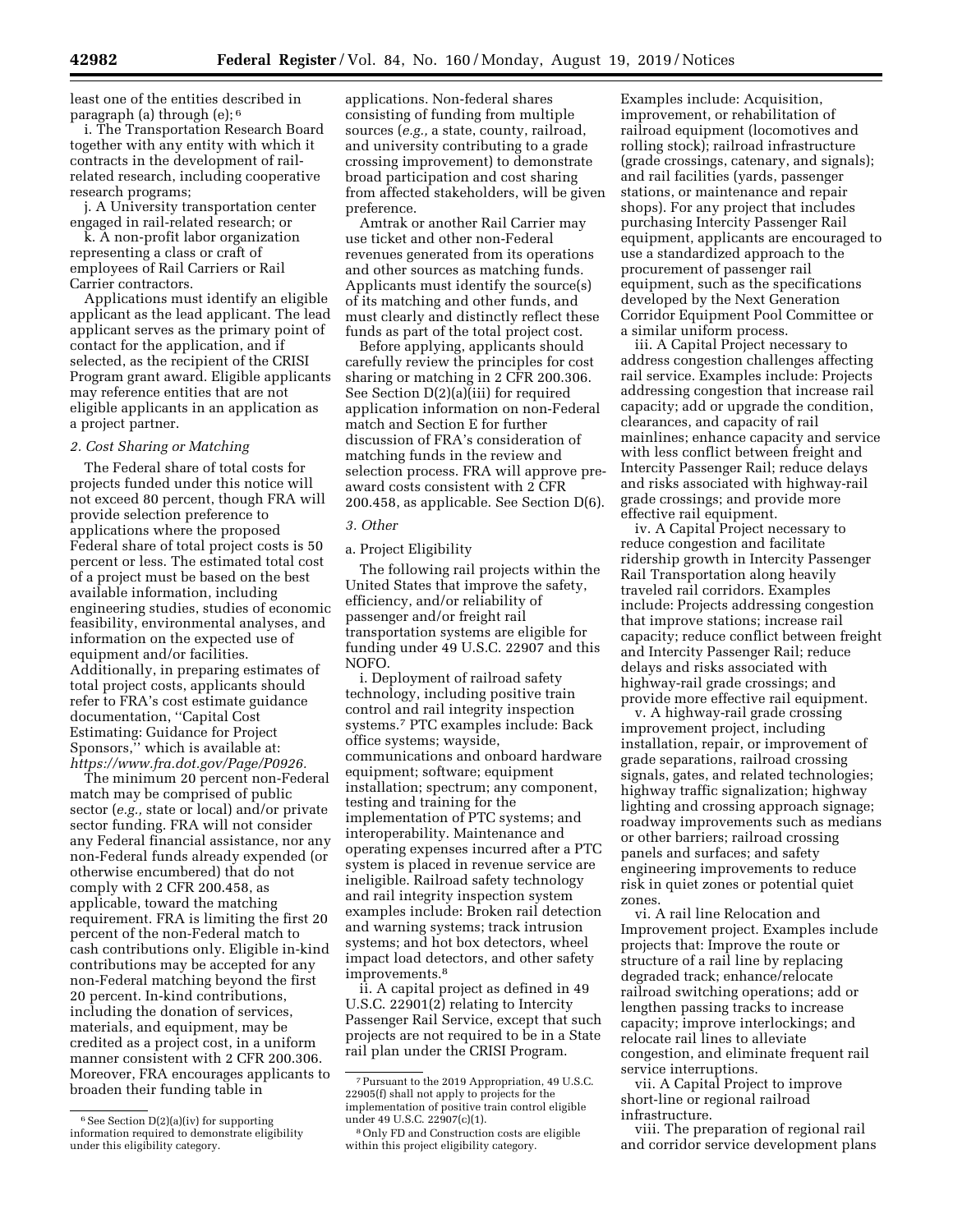least one of the entities described in paragraph (a) through (e); [6]

i. The Transportation Research Board together with any entity with which it contracts in the development of rail-related research, including cooperative research programs;

j. A University transportation center engaged in rail-related research; or

k. A non-profit labor organization representing a class or craft of employees of Rail Carriers or Rail Carrier contractors.

Applications must identify an eligible applicant as the lead applicant. The lead applicant serves as the primary point of contact for the application, and if selected, as the recipient of the CRISI Program grant award. Eligible applicants may reference entities that are not eligible applicants in an application as a project partner.

### *2. Cost Sharing or Matching*

The Federal share of total costs for projects funded under this notice will not exceed 80 percent, though FRA will provide selection preference to applications where the proposed Federal share of total project costs is 50 percent or less. The estimated total cost of a project must be based on the best available information, including engineering studies, studies of economic feasibility, environmental analyses, and information on the expected use of equipment and/or facilities. Additionally, in preparing estimates of total project costs, applicants should refer to FRA's cost estimate guidance documentation, ''Capital Cost Estimating: Guidance for Project Sponsors,'' which is available at: *https://www.fra.dot.gov/Page/P0926.*

The minimum 20 percent non-Federal match may be comprised of public sector (*e.g.,* state or local) and/or private sector funding. FRA will not consider any Federal financial assistance, nor any non-Federal funds already expended (or otherwise encumbered) that do not comply with 2 CFR 200.458, as applicable, toward the matching requirement. FRA is limiting the first 20 percent of the non-Federal match to cash contributions only. Eligible in-kind contributions may be accepted for any non-Federal matching beyond the first 20 percent. In-kind contributions, including the donation of services, materials, and equipment, may be credited as a project cost, in a uniform manner consistent with 2 CFR 200.306. Moreover, FRA encourages applicants to broaden their funding table in applications. Non-federal shares consisting of funding from multiple sources (*e.g.,* a state, county, railroad, and university contributing to a grade crossing improvement) to demonstrate broad participation and cost sharing from affected stakeholders, will be given preference.

Amtrak or another Rail Carrier may use ticket and other non-Federal revenues generated from its operations and other sources as matching funds. Applicants must identify the source(s) of its matching and other funds, and must clearly and distinctly reflect these funds as part of the total project cost.

Before applying, applicants should carefully review the principles for cost sharing or matching in 2 CFR 200.306. See Section D(2)(a)(iii) for required application information on non-Federal match and Section E for further discussion of FRA's consideration of matching funds in the review and selection process. FRA will approve pre-award costs consistent with 2 CFR 200.458, as applicable. See Section D(6).

### *3. Other*

a. Project Eligibility

The following rail projects within the United States that improve the safety, efficiency, and/or reliability of passenger and/or freight rail transportation systems are eligible for funding under 49 U.S.C. 22907 and this NOFO.

i. Deployment of railroad safety technology, including positive train control and rail integrity inspection systems.[7] PTC examples include: Back office systems; wayside, communications and onboard hardware equipment; software; equipment installation; spectrum; any component, testing and training for the implementation of PTC systems; and interoperability. Maintenance and operating expenses incurred after a PTC system is placed in revenue service are ineligible. Railroad safety technology and rail integrity inspection system examples include: Broken rail detection and warning systems; track intrusion systems; and hot box detectors, wheel impact load detectors, and other safety improvements.[8]

ii. A capital project as defined in 49 U.S.C. 22901(2) relating to Intercity Passenger Rail Service, except that such projects are not required to be in a State rail plan under the CRISI Program. Examples include: Acquisition, improvement, or rehabilitation of railroad equipment (locomotives and rolling stock); railroad infrastructure (grade crossings, catenary, and signals); and rail facilities (yards, passenger stations, or maintenance and repair shops). For any project that includes purchasing Intercity Passenger Rail equipment, applicants are encouraged to use a standardized approach to the procurement of passenger rail equipment, such as the specifications developed by the Next Generation Corridor Equipment Pool Committee or a similar uniform process.

iii. A Capital Project necessary to address congestion challenges affecting rail service. Examples include: Projects addressing congestion that increase rail capacity; add or upgrade the condition, clearances, and capacity of rail mainlines; enhance capacity and service with less conflict between freight and Intercity Passenger Rail; reduce delays and risks associated with highway-rail grade crossings; and provide more effective rail equipment.

iv. A Capital Project necessary to reduce congestion and facilitate ridership growth in Intercity Passenger Rail Transportation along heavily traveled rail corridors. Examples include: Projects addressing congestion that improve stations; increase rail capacity; reduce conflict between freight and Intercity Passenger Rail; reduce delays and risks associated with highway-rail grade crossings; and provide more effective rail equipment.

v. A highway-rail grade crossing improvement project, including installation, repair, or improvement of grade separations, railroad crossing signals, gates, and related technologies; highway traffic signalization; highway lighting and crossing approach signage; roadway improvements such as medians or other barriers; railroad crossing panels and surfaces; and safety engineering improvements to reduce risk in quiet zones or potential quiet zones.

vi. A rail line Relocation and Improvement project. Examples include projects that: Improve the route or structure of a rail line by replacing degraded track; enhance/relocate railroad switching operations; add or lengthen passing tracks to increase capacity; improve interlockings; and relocate rail lines to alleviate congestion, and eliminate frequent rail service interruptions.

vii. A Capital Project to improve short-line or regional railroad infrastructure.

viii. The preparation of regional rail and corridor service development plans

---

[6] See Section D(2)(a)(iv) for supporting information required to demonstrate eligibility under this eligibility category.

[7] Pursuant to the 2019 Appropriation, 49 U.S.C. 22905(f) shall not apply to projects for the implementation of positive train control eligible under 49 U.S.C. 22907(c)(1).

[8] Only FD and Construction costs are eligible within this project eligibility category.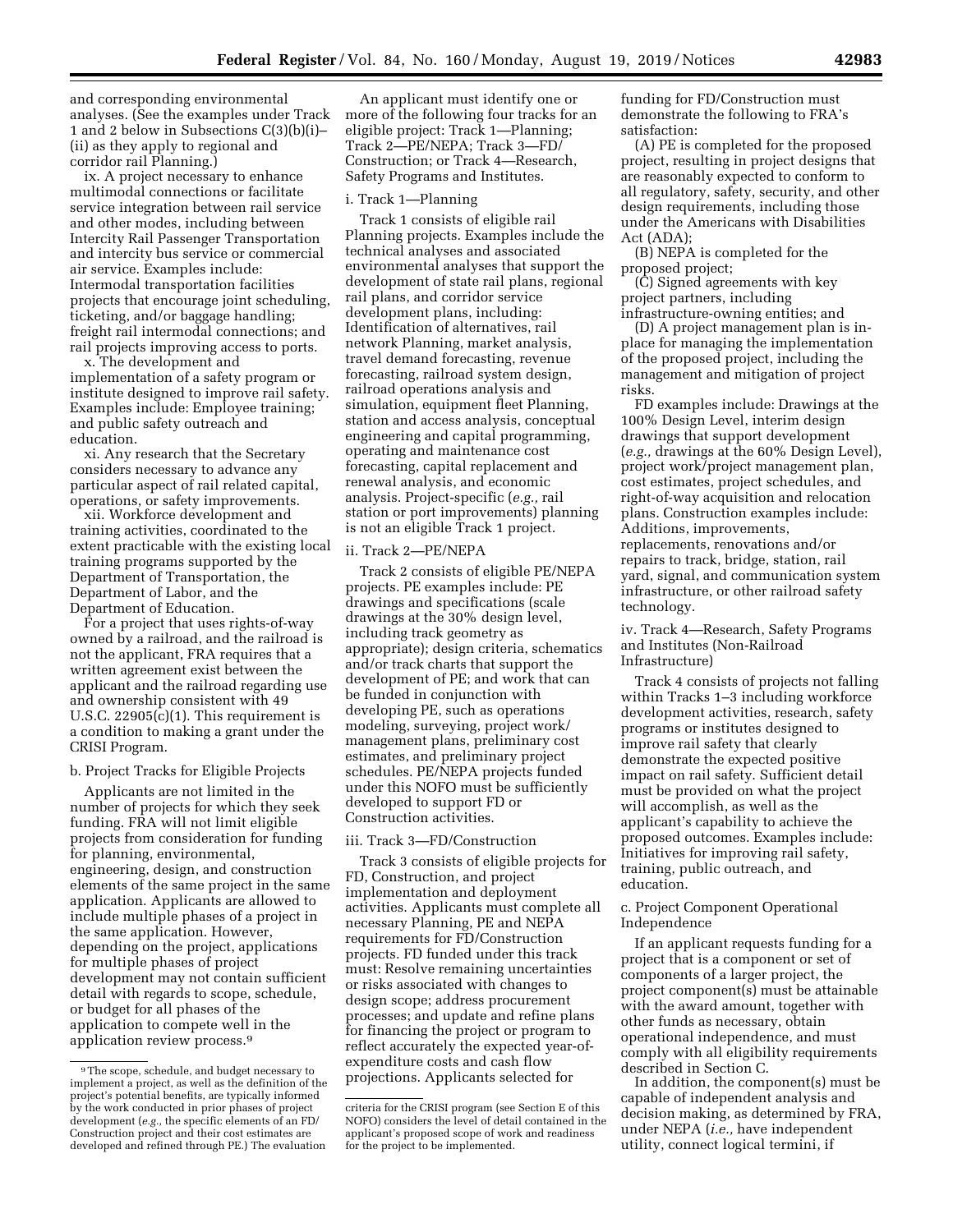and corresponding environmental analyses. (See the examples under Track 1 and 2 below in Subsections C(3)(b)(i)–(ii) as they apply to regional and corridor rail Planning.)

ix. A project necessary to enhance multimodal connections or facilitate service integration between rail service and other modes, including between Intercity Rail Passenger Transportation and intercity bus service or commercial air service. Examples include: Intermodal transportation facilities projects that encourage joint scheduling, ticketing, and/or baggage handling; freight rail intermodal connections; and rail projects improving access to ports.

x. The development and implementation of a safety program or institute designed to improve rail safety. Examples include: Employee training; and public safety outreach and education.

xi. Any research that the Secretary considers necessary to advance any particular aspect of rail related capital, operations, or safety improvements.

xii. Workforce development and training activities, coordinated to the extent practicable with the existing local training programs supported by the Department of Transportation, the Department of Labor, and the Department of Education.

For a project that uses rights-of-way owned by a railroad, and the railroad is not the applicant, FRA requires that a written agreement exist between the applicant and the railroad regarding use and ownership consistent with 49 U.S.C. 22905(c)(1). This requirement is a condition to making a grant under the CRISI Program.

b. Project Tracks for Eligible Projects

Applicants are not limited in the number of projects for which they seek funding. FRA will not limit eligible projects from consideration for funding for planning, environmental, engineering, design, and construction elements of the same project in the same application. Applicants are allowed to include multiple phases of a project in the same application. However, depending on the project, applications for multiple phases of project development may not contain sufficient detail with regards to scope, schedule, or budget for all phases of the application to compete well in the application review process.[9]

An applicant must identify one or more of the following four tracks for an eligible project: Track 1—Planning; Track 2—PE/NEPA; Track 3—FD/Construction; or Track 4—Research, Safety Programs and Institutes.

i. Track 1—Planning

Track 1 consists of eligible rail Planning projects. Examples include the technical analyses and associated environmental analyses that support the development of state rail plans, regional rail plans, and corridor service development plans, including: Identification of alternatives, rail network Planning, market analysis, travel demand forecasting, revenue forecasting, railroad system design, railroad operations analysis and simulation, equipment fleet Planning, station and access analysis, conceptual engineering and capital programming, operating and maintenance cost forecasting, capital replacement and renewal analysis, and economic analysis. Project-specific (*e.g.,* rail station or port improvements) planning is not an eligible Track 1 project.

ii. Track 2—PE/NEPA

Track 2 consists of eligible PE/NEPA projects. PE examples include: PE drawings and specifications (scale drawings at the 30% design level, including track geometry as appropriate); design criteria, schematics and/or track charts that support the development of PE; and work that can be funded in conjunction with developing PE, such as operations modeling, surveying, project work/management plans, preliminary cost estimates, and preliminary project schedules. PE/NEPA projects funded under this NOFO must be sufficiently developed to support FD or Construction activities.

iii. Track 3—FD/Construction

Track 3 consists of eligible projects for FD, Construction, and project implementation and deployment activities. Applicants must complete all necessary Planning, PE and NEPA requirements for FD/Construction projects. FD funded under this track must: Resolve remaining uncertainties or risks associated with changes to design scope; address procurement processes; and update and refine plans for financing the project or program to reflect accurately the expected year-of-expenditure costs and cash flow projections. Applicants selected for funding for FD/Construction must demonstrate the following to FRA's satisfaction:

(A) PE is completed for the proposed project, resulting in project designs that are reasonably expected to conform to all regulatory, safety, security, and other design requirements, including those under the Americans with Disabilities Act (ADA);

(B) NEPA is completed for the proposed project;

(C) Signed agreements with key project partners, including infrastructure-owning entities; and

(D) A project management plan is in-place for managing the implementation of the proposed project, including the management and mitigation of project risks.

FD examples include: Drawings at the 100% Design Level, interim design drawings that support development (*e.g.,* drawings at the 60% Design Level), project work/project management plan, cost estimates, project schedules, and right-of-way acquisition and relocation plans. Construction examples include: Additions, improvements, replacements, renovations and/or repairs to track, bridge, station, rail yard, signal, and communication system infrastructure, or other railroad safety technology.

iv. Track 4—Research, Safety Programs and Institutes (Non-Railroad Infrastructure)

Track 4 consists of projects not falling within Tracks 1–3 including workforce development activities, research, safety programs or institutes designed to improve rail safety that clearly demonstrate the expected positive impact on rail safety. Sufficient detail must be provided on what the project will accomplish, as well as the applicant's capability to achieve the proposed outcomes. Examples include: Initiatives for improving rail safety, training, public outreach, and education.

c. Project Component Operational Independence

If an applicant requests funding for a project that is a component or set of components of a larger project, the project component(s) must be attainable with the award amount, together with other funds as necessary, obtain operational independence, and must comply with all eligibility requirements described in Section C.

In addition, the component(s) must be capable of independent analysis and decision making, as determined by FRA, under NEPA (*i.e.,* have independent utility, connect logical termini, if

[9] The scope, schedule, and budget necessary to implement a project, as well as the definition of the project's potential benefits, are typically informed by the work conducted in prior phases of project development (*e.g.,* the specific elements of an FD/Construction project and their cost estimates are developed and refined through PE.) The evaluation criteria for the CRISI program (see Section E of this NOFO) considers the level of detail contained in the applicant's proposed scope of work and readiness for the project to be implemented.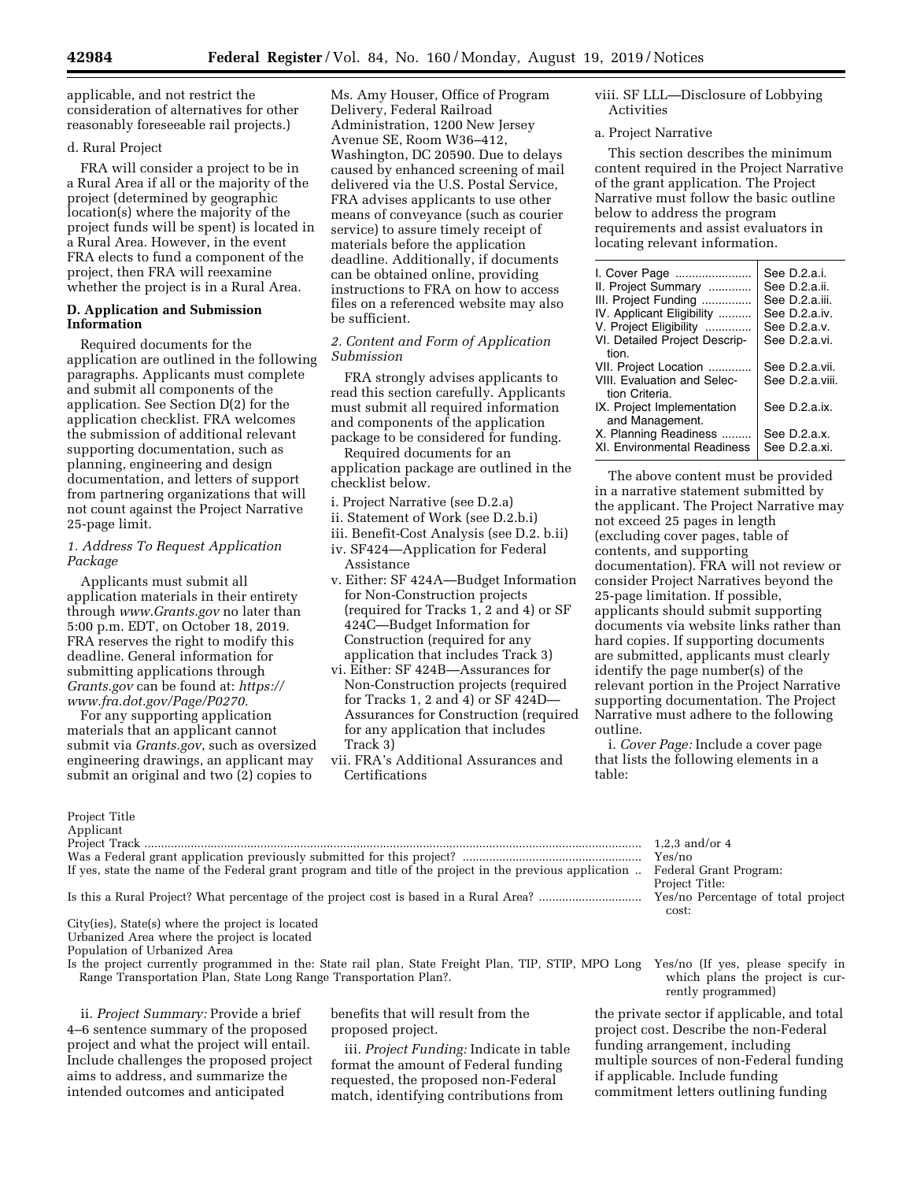applicable, and not restrict the consideration of alternatives for other reasonably foreseeable rail projects.)

d. Rural Project

FRA will consider a project to be in a Rural Area if all or the majority of the project (determined by geographic location(s) where the majority of the project funds will be spent) is located in a Rural Area. However, in the event FRA elects to fund a component of the project, then FRA will reexamine whether the project is in a Rural Area.

**D. Application and Submission Information**

Required documents for the application are outlined in the following paragraphs. Applicants must complete and submit all components of the application. See Section D(2) for the application checklist. FRA welcomes the submission of additional relevant supporting documentation, such as planning, engineering and design documentation, and letters of support from partnering organizations that will not count against the Project Narrative 25-page limit.

*1. Address To Request Application Package*

Applicants must submit all application materials in their entirety through *www.Grants.gov* no later than 5:00 p.m. EDT, on October 18, 2019. FRA reserves the right to modify this deadline. General information for submitting applications through *Grants.gov* can be found at: *https://www.fra.dot.gov/Page/P0270.*

For any supporting application materials that an applicant cannot submit via *Grants.gov*, such as oversized engineering drawings, an applicant may submit an original and two (2) copies to Ms. Amy Houser, Office of Program Delivery, Federal Railroad Administration, 1200 New Jersey Avenue SE, Room W36–412, Washington, DC 20590. Due to delays caused by enhanced screening of mail delivered via the U.S. Postal Service, FRA advises applicants to use other means of conveyance (such as courier service) to assure timely receipt of materials before the application deadline. Additionally, if documents can be obtained online, providing instructions to FRA on how to access files on a referenced website may also be sufficient.

*2. Content and Form of Application Submission*

FRA strongly advises applicants to read this section carefully. Applicants must submit all required information and components of the application package to be considered for funding.

Required documents for an application package are outlined in the checklist below.

i. Project Narrative (see D.2.a)
ii. Statement of Work (see D.2.b.i)
iii. Benefit-Cost Analysis (see D.2. b.ii)
iv. SF424—Application for Federal Assistance
v. Either: SF 424A—Budget Information for Non-Construction projects (required for Tracks 1, 2 and 4) or SF 424C—Budget Information for Construction (required for any application that includes Track 3)
vi. Either: SF 424B—Assurances for Non-Construction projects (required for Tracks 1, 2 and 4) or SF 424D—Assurances for Construction (required for any application that includes Track 3)
vii. FRA's Additional Assurances and Certifications
viii. SF LLL—Disclosure of Lobbying Activities

a. Project Narrative

This section describes the minimum content required in the Project Narrative of the grant application. The Project Narrative must follow the basic outline below to address the program requirements and assist evaluators in locating relevant information.

| | |
|---|---|
| I. Cover Page | See D.2.a.i. |
| II. Project Summary | See D.2.a.ii. |
| III. Project Funding | See D.2.a.iii. |
| IV. Applicant Eligibility | See D.2.a.iv. |
| V. Project Eligibility | See D.2.a.v. |
| VI. Detailed Project Description. | See D.2.a.vi. |
| VII. Project Location | See D.2.a.vii. |
| VIII. Evaluation and Selection Criteria. | See D.2.a.viii. |
| IX. Project Implementation and Management. | See D.2.a.ix. |
| X. Planning Readiness | See D.2.a.x. |
| XI. Environmental Readiness | See D.2.a.xi. |

The above content must be provided in a narrative statement submitted by the applicant. The Project Narrative may not exceed 25 pages in length (excluding cover pages, table of contents, and supporting documentation). FRA will not review or consider Project Narratives beyond the 25-page limitation. If possible, applicants should submit supporting documents via website links rather than hard copies. If supporting documents are submitted, applicants must clearly identify the page number(s) of the relevant portion in the Project Narrative supporting documentation. The Project Narrative must adhere to the following outline.

i. *Cover Page:* Include a cover page that lists the following elements in a table:

| | |
|---|---|
| Project Title | |
| Applicant | |
| Project Track | 1,2,3 and/or 4 |
| Was a Federal grant application previously submitted for this project? | Yes/no |
| If yes, state the name of the Federal grant program and title of the project in the previous application | Federal Grant Program: Project Title: |
| Is this a Rural Project? What percentage of the project cost is based in a Rural Area? | Yes/no Percentage of total project cost: |
| City(ies), State(s) where the project is located | |
| Urbanized Area where the project is located | |
| Population of Urbanized Area | |
| Is the project currently programmed in the: State rail plan, State Freight Plan, TIP, STIP, MPO Long Range Transportation Plan, State Long Range Transportation Plan?. | Yes/no (If yes, please specify in which plans the project is currently programmed) |

ii. *Project Summary:* Provide a brief 4–6 sentence summary of the proposed project and what the project will entail. Include challenges the proposed project aims to address, and summarize the intended outcomes and anticipated benefits that will result from the proposed project.

iii. *Project Funding:* Indicate in table format the amount of Federal funding requested, the proposed non-Federal match, identifying contributions from the private sector if applicable, and total project cost. Describe the non-Federal funding arrangement, including multiple sources of non-Federal funding if applicable. Include funding commitment letters outlining funding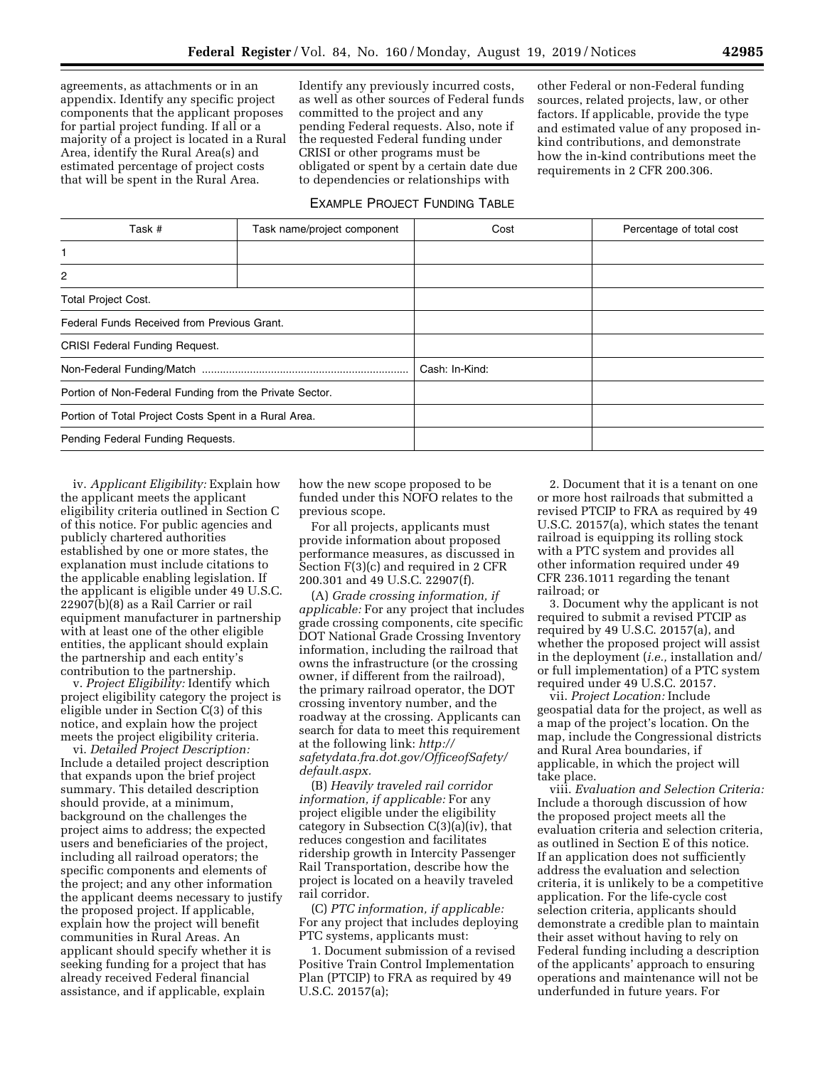agreements, as attachments or in an appendix. Identify any specific project components that the applicant proposes for partial project funding. If all or a majority of a project is located in a Rural Area, identify the Rural Area(s) and estimated percentage of project costs that will be spent in the Rural Area. Identify any previously incurred costs, as well as other sources of Federal funds committed to the project and any pending Federal requests. Also, note if the requested Federal funding under CRISI or other programs must be obligated or spent by a certain date due to dependencies or relationships with other Federal or non-Federal funding sources, related projects, law, or other factors. If applicable, provide the type and estimated value of any proposed in-kind contributions, and demonstrate how the in-kind contributions meet the requirements in 2 CFR 200.306.

EXAMPLE PROJECT FUNDING TABLE

| Task # | Task name/project component | Cost | Percentage of total cost |
|---|---|---|---|
| 1 | | | |
| 2 | | | |
| Total Project Cost. | | | |
| Federal Funds Received from Previous Grant. | | | |
| CRISI Federal Funding Request. | | | |
| Non-Federal Funding/Match | | Cash: In-Kind: | |
| Portion of Non-Federal Funding from the Private Sector. | | | |
| Portion of Total Project Costs Spent in a Rural Area. | | | |
| Pending Federal Funding Requests. | | | |

iv. *Applicant Eligibility:* Explain how the applicant meets the applicant eligibility criteria outlined in Section C of this notice. For public agencies and publicly chartered authorities established by one or more states, the explanation must include citations to the applicable enabling legislation. If the applicant is eligible under 49 U.S.C. 22907(b)(8) as a Rail Carrier or rail equipment manufacturer in partnership with at least one of the other eligible entities, the applicant should explain the partnership and each entity's contribution to the partnership.

v. *Project Eligibility:* Identify which project eligibility category the project is eligible under in Section C(3) of this notice, and explain how the project meets the project eligibility criteria.

vi. *Detailed Project Description:* Include a detailed project description that expands upon the brief project summary. This detailed description should provide, at a minimum, background on the challenges the project aims to address; the expected users and beneficiaries of the project, including all railroad operators; the specific components and elements of the project; and any other information the applicant deems necessary to justify the proposed project. If applicable, explain how the project will benefit communities in Rural Areas. An applicant should specify whether it is seeking funding for a project that has already received Federal financial assistance, and if applicable, explain how the new scope proposed to be funded under this NOFO relates to the previous scope.

For all projects, applicants must provide information about proposed performance measures, as discussed in Section F(3)(c) and required in 2 CFR 200.301 and 49 U.S.C. 22907(f).

(A) *Grade crossing information, if applicable:* For any project that includes grade crossing components, cite specific DOT National Grade Crossing Inventory information, including the railroad that owns the infrastructure (or the crossing owner, if different from the railroad), the primary railroad operator, the DOT crossing inventory number, and the roadway at the crossing. Applicants can search for data to meet this requirement at the following link: *http://safetydata.fra.dot.gov/OfficeofSafety/default.aspx.*

(B) *Heavily traveled rail corridor information, if applicable:* For any project eligible under the eligibility category in Subsection C(3)(a)(iv), that reduces congestion and facilitates ridership growth in Intercity Passenger Rail Transportation, describe how the project is located on a heavily traveled rail corridor.

(C) *PTC information, if applicable:* For any project that includes deploying PTC systems, applicants must:

1. Document submission of a revised Positive Train Control Implementation Plan (PTCIP) to FRA as required by 49 U.S.C. 20157(a);

2. Document that it is a tenant on one or more host railroads that submitted a revised PTCIP to FRA as required by 49 U.S.C. 20157(a), which states the tenant railroad is equipping its rolling stock with a PTC system and provides all other information required under 49 CFR 236.1011 regarding the tenant railroad; or

3. Document why the applicant is not required to submit a revised PTCIP as required by 49 U.S.C. 20157(a), and whether the proposed project will assist in the deployment (*i.e.,* installation and/or full implementation) of a PTC system required under 49 U.S.C. 20157.

vii. *Project Location:* Include geospatial data for the project, as well as a map of the project's location. On the map, include the Congressional districts and Rural Area boundaries, if applicable, in which the project will take place.

viii. *Evaluation and Selection Criteria:* Include a thorough discussion of how the proposed project meets all the evaluation criteria and selection criteria, as outlined in Section E of this notice. If an application does not sufficiently address the evaluation and selection criteria, it is unlikely to be a competitive application. For the life-cycle cost selection criteria, applicants should demonstrate a credible plan to maintain their asset without having to rely on Federal funding including a description of the applicants' approach to ensuring operations and maintenance will not be underfunded in future years. For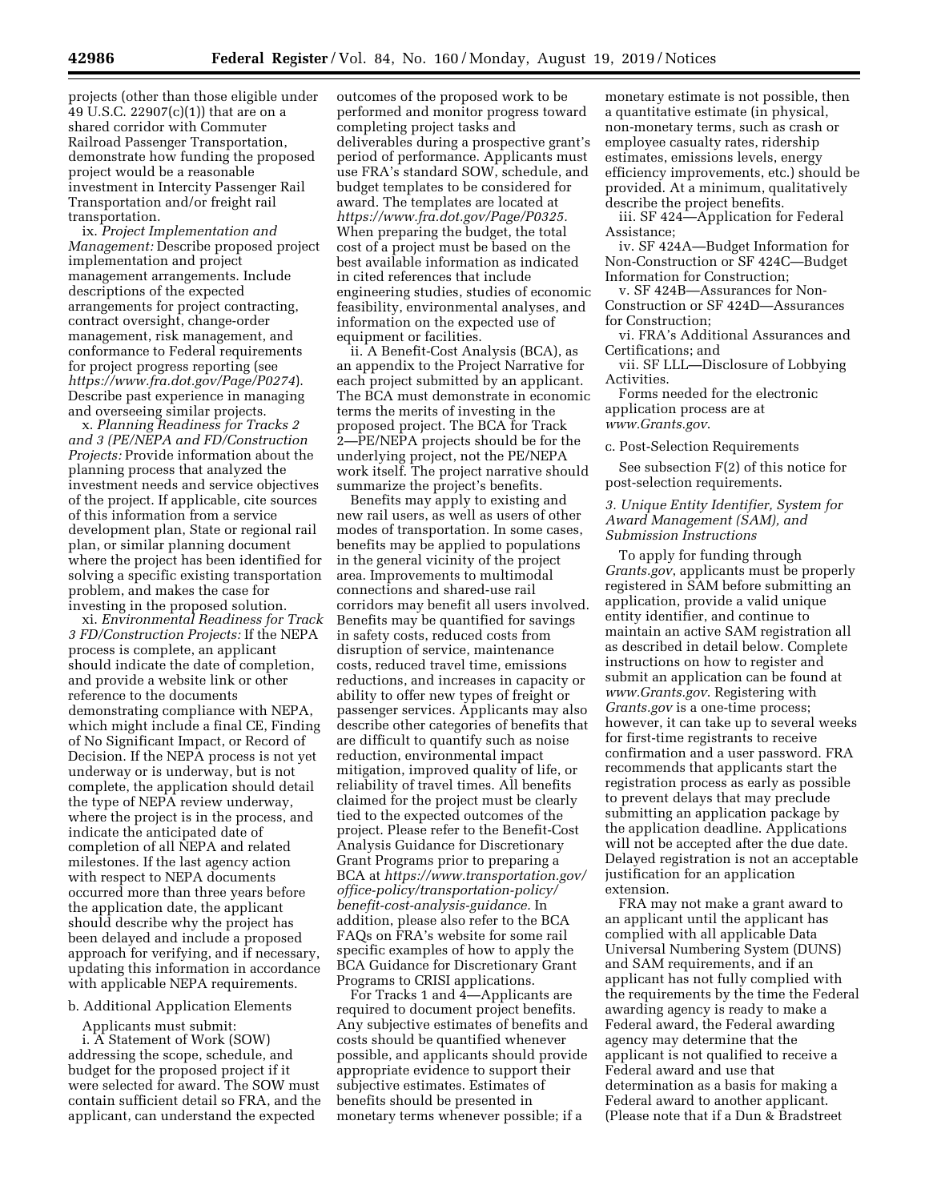projects (other than those eligible under 49 U.S.C. 22907(c)(1)) that are on a shared corridor with Commuter Railroad Passenger Transportation, demonstrate how funding the proposed project would be a reasonable investment in Intercity Passenger Rail Transportation and/or freight rail transportation.

ix. *Project Implementation and Management:* Describe proposed project implementation and project management arrangements. Include descriptions of the expected arrangements for project contracting, contract oversight, change-order management, risk management, and conformance to Federal requirements for project progress reporting (see *https://www.fra.dot.gov/Page/P0274*). Describe past experience in managing and overseeing similar projects.

x. *Planning Readiness for Tracks 2 and 3 (PE/NEPA and FD/Construction Projects:* Provide information about the planning process that analyzed the investment needs and service objectives of the project. If applicable, cite sources of this information from a service development plan, State or regional rail plan, or similar planning document where the project has been identified for solving a specific existing transportation problem, and makes the case for investing in the proposed solution.

xi. *Environmental Readiness for Track 3 FD/Construction Projects:* If the NEPA process is complete, an applicant should indicate the date of completion, and provide a website link or other reference to the documents demonstrating compliance with NEPA, which might include a final CE, Finding of No Significant Impact, or Record of Decision. If the NEPA process is not yet underway or is underway, but is not complete, the application should detail the type of NEPA review underway, where the project is in the process, and indicate the anticipated date of completion of all NEPA and related milestones. If the last agency action with respect to NEPA documents occurred more than three years before the application date, the applicant should describe why the project has been delayed and include a proposed approach for verifying, and if necessary, updating this information in accordance with applicable NEPA requirements.

b. Additional Application Elements

Applicants must submit:

i. A Statement of Work (SOW) addressing the scope, schedule, and budget for the proposed project if it were selected for award. The SOW must contain sufficient detail so FRA, and the applicant, can understand the expected outcomes of the proposed work to be performed and monitor progress toward completing project tasks and deliverables during a prospective grant's period of performance. Applicants must use FRA's standard SOW, schedule, and budget templates to be considered for award. The templates are located at *https://www.fra.dot.gov/Page/P0325*. When preparing the budget, the total cost of a project must be based on the best available information as indicated in cited references that include engineering studies, studies of economic feasibility, environmental analyses, and information on the expected use of equipment or facilities.

ii. A Benefit-Cost Analysis (BCA), as an appendix to the Project Narrative for each project submitted by an applicant. The BCA must demonstrate in economic terms the merits of investing in the proposed project. The BCA for Track 2—PE/NEPA projects should be for the underlying project, not the PE/NEPA work itself. The project narrative should summarize the project's benefits.

Benefits may apply to existing and new rail users, as well as users of other modes of transportation. In some cases, benefits may be applied to populations in the general vicinity of the project area. Improvements to multimodal connections and shared-use rail corridors may benefit all users involved. Benefits may be quantified for savings in safety costs, reduced costs from disruption of service, maintenance costs, reduced travel time, emissions reductions, and increases in capacity or ability to offer new types of freight or passenger services. Applicants may also describe other categories of benefits that are difficult to quantify such as noise reduction, environmental impact mitigation, improved quality of life, or reliability of travel times. All benefits claimed for the project must be clearly tied to the expected outcomes of the project. Please refer to the Benefit-Cost Analysis Guidance for Discretionary Grant Programs prior to preparing a BCA at *https://www.transportation.gov/office-policy/transportation-policy/benefit-cost-analysis-guidance.* In addition, please also refer to the BCA FAQs on FRA's website for some rail specific examples of how to apply the BCA Guidance for Discretionary Grant Programs to CRISI applications.

For Tracks 1 and 4—Applicants are required to document project benefits. Any subjective estimates of benefits and costs should be quantified whenever possible, and applicants should provide appropriate evidence to support their subjective estimates. Estimates of benefits should be presented in monetary terms whenever possible; if a monetary estimate is not possible, then a quantitative estimate (in physical, non-monetary terms, such as crash or employee casualty rates, ridership estimates, emissions levels, energy efficiency improvements, etc.) should be provided. At a minimum, qualitatively describe the project benefits.

iii. SF 424—Application for Federal Assistance;

iv. SF 424A—Budget Information for Non-Construction or SF 424C—Budget Information for Construction;

v. SF 424B—Assurances for Non-Construction or SF 424D—Assurances for Construction;

vi. FRA's Additional Assurances and Certifications; and

vii. SF LLL—Disclosure of Lobbying Activities.

Forms needed for the electronic application process are at *www.Grants.gov*.

c. Post-Selection Requirements

See subsection F(2) of this notice for post-selection requirements.

### *3. Unique Entity Identifier, System for Award Management (SAM), and Submission Instructions*

To apply for funding through *Grants.gov*, applicants must be properly registered in SAM before submitting an application, provide a valid unique entity identifier, and continue to maintain an active SAM registration all as described in detail below. Complete instructions on how to register and submit an application can be found at *www.Grants.gov*. Registering with *Grants.gov* is a one-time process; however, it can take up to several weeks for first-time registrants to receive confirmation and a user password. FRA recommends that applicants start the registration process as early as possible to prevent delays that may preclude submitting an application package by the application deadline. Applications will not be accepted after the due date. Delayed registration is not an acceptable justification for an application extension.

FRA may not make a grant award to an applicant until the applicant has complied with all applicable Data Universal Numbering System (DUNS) and SAM requirements, and if an applicant has not fully complied with the requirements by the time the Federal awarding agency is ready to make a Federal award, the Federal awarding agency may determine that the applicant is not qualified to receive a Federal award and use that determination as a basis for making a Federal award to another applicant. (Please note that if a Dun & Bradstreet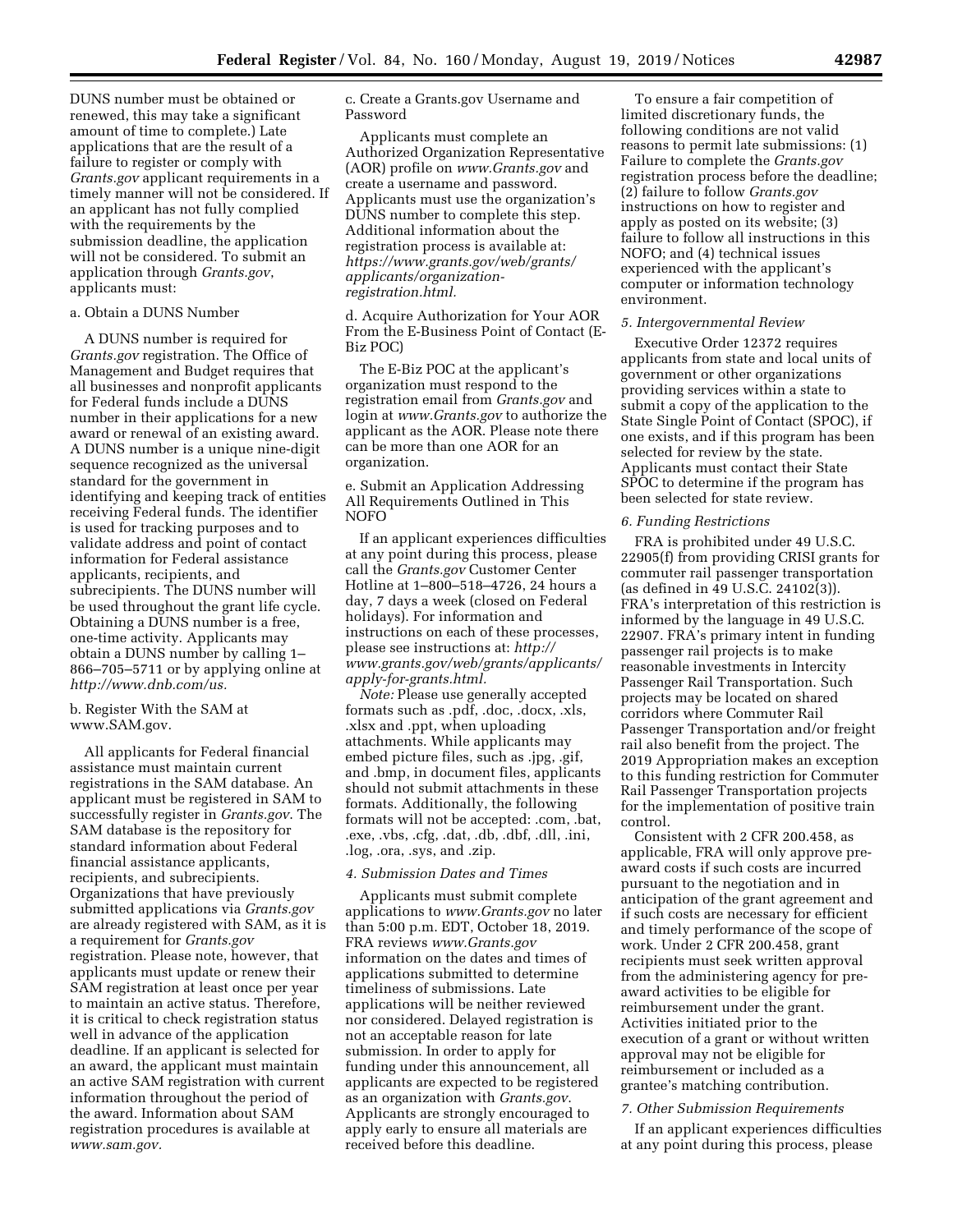DUNS number must be obtained or renewed, this may take a significant amount of time to complete.) Late applications that are the result of a failure to register or comply with *Grants.gov* applicant requirements in a timely manner will not be considered. If an applicant has not fully complied with the requirements by the submission deadline, the application will not be considered. To submit an application through *Grants.gov*, applicants must:

a. Obtain a DUNS Number

A DUNS number is required for *Grants.gov* registration. The Office of Management and Budget requires that all businesses and nonprofit applicants for Federal funds include a DUNS number in their applications for a new award or renewal of an existing award. A DUNS number is a unique nine-digit sequence recognized as the universal standard for the government in identifying and keeping track of entities receiving Federal funds. The identifier is used for tracking purposes and to validate address and point of contact information for Federal assistance applicants, recipients, and subrecipients. The DUNS number will be used throughout the grant life cycle. Obtaining a DUNS number is a free, one-time activity. Applicants may obtain a DUNS number by calling 1–866–705–5711 or by applying online at *http://www.dnb.com/us.*

b. Register With the SAM at www.SAM.gov.

All applicants for Federal financial assistance must maintain current registrations in the SAM database. An applicant must be registered in SAM to successfully register in *Grants.gov*. The SAM database is the repository for standard information about Federal financial assistance applicants, recipients, and subrecipients. Organizations that have previously submitted applications via *Grants.gov* are already registered with SAM, as it is a requirement for *Grants.gov* registration. Please note, however, that applicants must update or renew their SAM registration at least once per year to maintain an active status. Therefore, it is critical to check registration status well in advance of the application deadline. If an applicant is selected for an award, the applicant must maintain an active SAM registration with current information throughout the period of the award. Information about SAM registration procedures is available at *www.sam.gov.*

c. Create a Grants.gov Username and Password

Applicants must complete an Authorized Organization Representative (AOR) profile on *www.Grants.gov* and create a username and password. Applicants must use the organization's DUNS number to complete this step. Additional information about the registration process is available at: *https://www.grants.gov/web/grants/applicants/organization-registration.html.*

d. Acquire Authorization for Your AOR From the E-Business Point of Contact (E-Biz POC)

The E-Biz POC at the applicant's organization must respond to the registration email from *Grants.gov* and login at *www.Grants.gov* to authorize the applicant as the AOR. Please note there can be more than one AOR for an organization.

e. Submit an Application Addressing All Requirements Outlined in This NOFO

If an applicant experiences difficulties at any point during this process, please call the *Grants.gov* Customer Center Hotline at 1–800–518–4726, 24 hours a day, 7 days a week (closed on Federal holidays). For information and instructions on each of these processes, please see instructions at: *http://www.grants.gov/web/grants/applicants/apply-for-grants.html.*

*Note:* Please use generally accepted formats such as .pdf, .doc, .docx, .xls, .xlsx and .ppt, when uploading attachments. While applicants may embed picture files, such as .jpg, .gif, and .bmp, in document files, applicants should not submit attachments in these formats. Additionally, the following formats will not be accepted: .com, .bat, .exe, .vbs, .cfg, .dat, .db, .dbf, .dll, .ini, .log, .ora, .sys, and .zip.

*4. Submission Dates and Times*

Applicants must submit complete applications to *www.Grants.gov* no later than 5:00 p.m. EDT, October 18, 2019. FRA reviews *www.Grants.gov* information on the dates and times of applications submitted to determine timeliness of submissions. Late applications will be neither reviewed nor considered. Delayed registration is not an acceptable reason for late submission. In order to apply for funding under this announcement, all applicants are expected to be registered as an organization with *Grants.gov*. Applicants are strongly encouraged to apply early to ensure all materials are received before this deadline.

To ensure a fair competition of limited discretionary funds, the following conditions are not valid reasons to permit late submissions: (1) Failure to complete the *Grants.gov* registration process before the deadline; (2) failure to follow *Grants.gov* instructions on how to register and apply as posted on its website; (3) failure to follow all instructions in this NOFO; and (4) technical issues experienced with the applicant's computer or information technology environment.

*5. Intergovernmental Review*

Executive Order 12372 requires applicants from state and local units of government or other organizations providing services within a state to submit a copy of the application to the State Single Point of Contact (SPOC), if one exists, and if this program has been selected for review by the state. Applicants must contact their State SPOC to determine if the program has been selected for state review.

*6. Funding Restrictions*

FRA is prohibited under 49 U.S.C. 22905(f) from providing CRISI grants for commuter rail passenger transportation (as defined in 49 U.S.C. 24102(3)). FRA's interpretation of this restriction is informed by the language in 49 U.S.C. 22907. FRA's primary intent in funding passenger rail projects is to make reasonable investments in Intercity Passenger Rail Transportation. Such projects may be located on shared corridors where Commuter Rail Passenger Transportation and/or freight rail also benefit from the project. The 2019 Appropriation makes an exception to this funding restriction for Commuter Rail Passenger Transportation projects for the implementation of positive train control.

Consistent with 2 CFR 200.458, as applicable, FRA will only approve pre-award costs if such costs are incurred pursuant to the negotiation and in anticipation of the grant agreement and if such costs are necessary for efficient and timely performance of the scope of work. Under 2 CFR 200.458, grant recipients must seek written approval from the administering agency for pre-award activities to be eligible for reimbursement under the grant. Activities initiated prior to the execution of a grant or without written approval may not be eligible for reimbursement or included as a grantee's matching contribution.

*7. Other Submission Requirements*

If an applicant experiences difficulties at any point during this process, please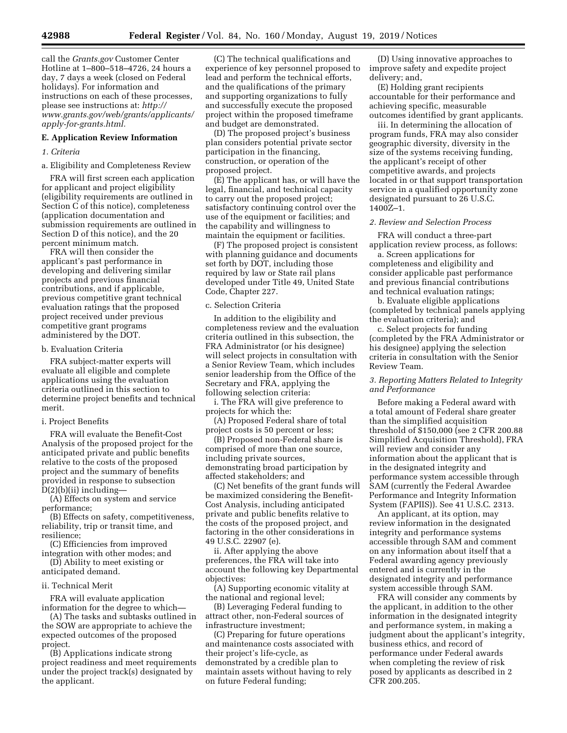call the *Grants.gov* Customer Center Hotline at 1–800–518–4726, 24 hours a day, 7 days a week (closed on Federal holidays). For information and instructions on each of these processes, please see instructions at: *http://www.grants.gov/web/grants/applicants/apply-for-grants.html.*

**E. Application Review Information**

*1. Criteria*

a. Eligibility and Completeness Review

FRA will first screen each application for applicant and project eligibility (eligibility requirements are outlined in Section C of this notice), completeness (application documentation and submission requirements are outlined in Section D of this notice), and the 20 percent minimum match.

FRA will then consider the applicant's past performance in developing and delivering similar projects and previous financial contributions, and if applicable, previous competitive grant technical evaluation ratings that the proposed project received under previous competitive grant programs administered by the DOT.

b. Evaluation Criteria

FRA subject-matter experts will evaluate all eligible and complete applications using the evaluation criteria outlined in this section to determine project benefits and technical merit.

i. Project Benefits

FRA will evaluate the Benefit-Cost Analysis of the proposed project for the anticipated private and public benefits relative to the costs of the proposed project and the summary of benefits provided in response to subsection D(2)(b)(ii) including—

(A) Effects on system and service performance;

(B) Effects on safety, competitiveness, reliability, trip or transit time, and resilience;

(C) Efficiencies from improved integration with other modes; and

(D) Ability to meet existing or anticipated demand.

ii. Technical Merit

FRA will evaluate application information for the degree to which—

(A) The tasks and subtasks outlined in the SOW are appropriate to achieve the expected outcomes of the proposed project.

(B) Applications indicate strong project readiness and meet requirements under the project track(s) designated by the applicant.

(C) The technical qualifications and experience of key personnel proposed to lead and perform the technical efforts, and the qualifications of the primary and supporting organizations to fully and successfully execute the proposed project within the proposed timeframe and budget are demonstrated.

(D) The proposed project's business plan considers potential private sector participation in the financing, construction, or operation of the proposed project.

(E) The applicant has, or will have the legal, financial, and technical capacity to carry out the proposed project; satisfactory continuing control over the use of the equipment or facilities; and the capability and willingness to maintain the equipment or facilities.

(F) The proposed project is consistent with planning guidance and documents set forth by DOT, including those required by law or State rail plans developed under Title 49, United State Code, Chapter 227.

c. Selection Criteria

In addition to the eligibility and completeness review and the evaluation criteria outlined in this subsection, the FRA Administrator (or his designee) will select projects in consultation with a Senior Review Team, which includes senior leadership from the Office of the Secretary and FRA, applying the following selection criteria:

i. The FRA will give preference to projects for which the:

(A) Proposed Federal share of total project costs is 50 percent or less;

(B) Proposed non-Federal share is comprised of more than one source, including private sources, demonstrating broad participation by affected stakeholders; and

(C) Net benefits of the grant funds will be maximized considering the Benefit-Cost Analysis, including anticipated private and public benefits relative to the costs of the proposed project, and factoring in the other considerations in 49 U.S.C. 22907 (e).

ii. After applying the above preferences, the FRA will take into account the following key Departmental objectives:

(A) Supporting economic vitality at the national and regional level;

(B) Leveraging Federal funding to attract other, non-Federal sources of infrastructure investment;

(C) Preparing for future operations and maintenance costs associated with their project's life-cycle, as demonstrated by a credible plan to maintain assets without having to rely on future Federal funding;

(D) Using innovative approaches to improve safety and expedite project delivery; and,

(E) Holding grant recipients accountable for their performance and achieving specific, measurable outcomes identified by grant applicants.

iii. In determining the allocation of program funds, FRA may also consider geographic diversity, diversity in the size of the systems receiving funding, the applicant's receipt of other competitive awards, and projects located in or that support transportation service in a qualified opportunity zone designated pursuant to 26 U.S.C. 1400Z–1.

*2. Review and Selection Process*

FRA will conduct a three-part application review process, as follows:

a. Screen applications for completeness and eligibility and consider applicable past performance and previous financial contributions and technical evaluation ratings;

b. Evaluate eligible applications (completed by technical panels applying the evaluation criteria); and

c. Select projects for funding (completed by the FRA Administrator or his designee) applying the selection criteria in consultation with the Senior Review Team.

*3. Reporting Matters Related to Integrity and Performance*

Before making a Federal award with a total amount of Federal share greater than the simplified acquisition threshold of $150,000 (see 2 CFR 200.88 Simplified Acquisition Threshold), FRA will review and consider any information about the applicant that is in the designated integrity and performance system accessible through SAM (currently the Federal Awardee Performance and Integrity Information System (FAPIIS)). See 41 U.S.C. 2313.

An applicant, at its option, may review information in the designated integrity and performance systems accessible through SAM and comment on any information about itself that a Federal awarding agency previously entered and is currently in the designated integrity and performance system accessible through SAM.

FRA will consider any comments by the applicant, in addition to the other information in the designated integrity and performance system, in making a judgment about the applicant's integrity, business ethics, and record of performance under Federal awards when completing the review of risk posed by applicants as described in 2 CFR 200.205.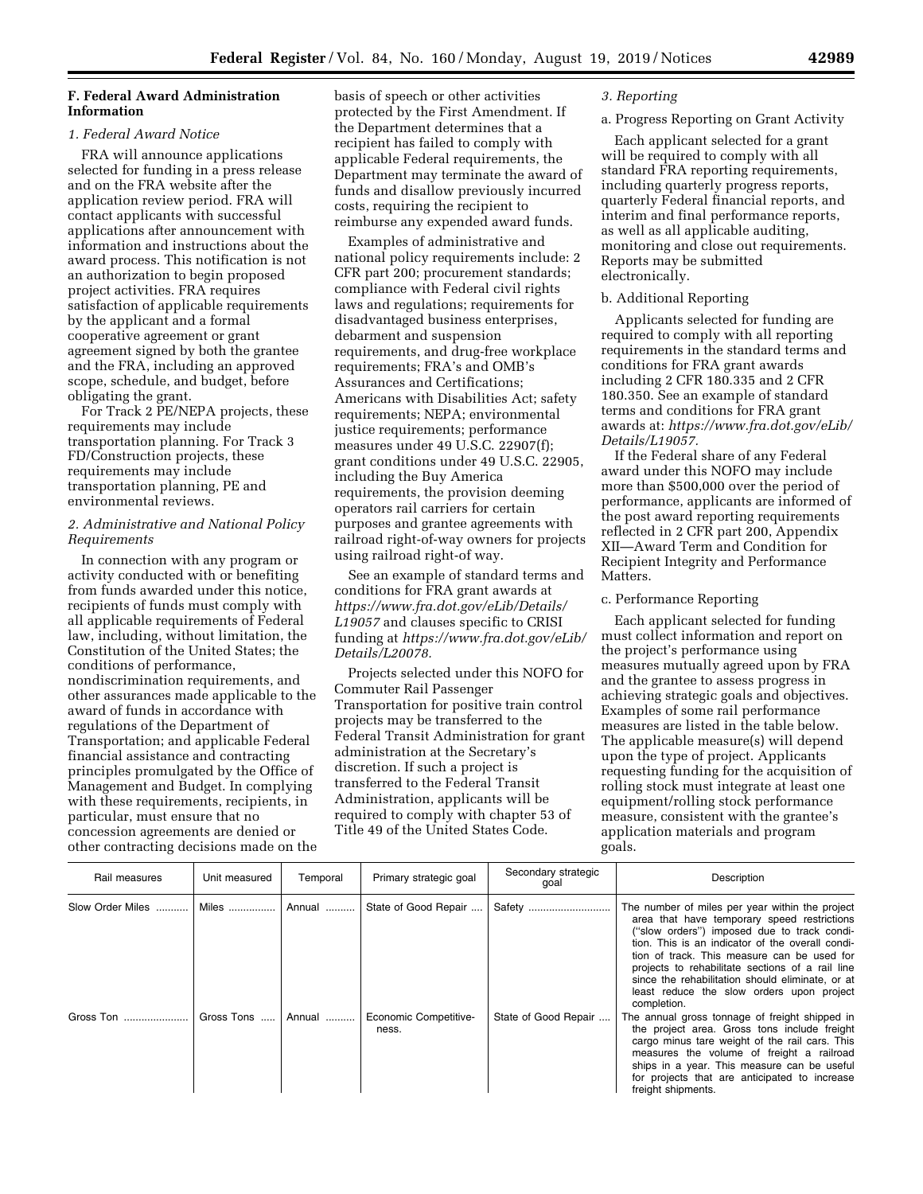### F. Federal Award Administration Information

#### *1. Federal Award Notice*

FRA will announce applications selected for funding in a press release and on the FRA website after the application review period. FRA will contact applicants with successful applications after announcement with information and instructions about the award process. This notification is not an authorization to begin proposed project activities. FRA requires satisfaction of applicable requirements by the applicant and a formal cooperative agreement or grant agreement signed by both the grantee and the FRA, including an approved scope, schedule, and budget, before obligating the grant.

For Track 2 PE/NEPA projects, these requirements may include transportation planning. For Track 3 FD/Construction projects, these requirements may include transportation planning, PE and environmental reviews.

#### *2. Administrative and National Policy Requirements*

In connection with any program or activity conducted with or benefiting from funds awarded under this notice, recipients of funds must comply with all applicable requirements of Federal law, including, without limitation, the Constitution of the United States; the conditions of performance, nondiscrimination requirements, and other assurances made applicable to the award of funds in accordance with regulations of the Department of Transportation; and applicable Federal financial assistance and contracting principles promulgated by the Office of Management and Budget. In complying with these requirements, recipients, in particular, must ensure that no concession agreements are denied or other contracting decisions made on the basis of speech or other activities protected by the First Amendment. If the Department determines that a recipient has failed to comply with applicable Federal requirements, the Department may terminate the award of funds and disallow previously incurred costs, requiring the recipient to reimburse any expended award funds.

Examples of administrative and national policy requirements include: 2 CFR part 200; procurement standards; compliance with Federal civil rights laws and regulations; requirements for disadvantaged business enterprises, debarment and suspension requirements, and drug-free workplace requirements; FRA's and OMB's Assurances and Certifications; Americans with Disabilities Act; safety requirements; NEPA; environmental justice requirements; performance measures under 49 U.S.C. 22907(f); grant conditions under 49 U.S.C. 22905, including the Buy America requirements, the provision deeming operators rail carriers for certain purposes and grantee agreements with railroad right-of-way owners for projects using railroad right-of way.

See an example of standard terms and conditions for FRA grant awards at *https://www.fra.dot.gov/eLib/Details/L19057* and clauses specific to CRISI funding at *https://www.fra.dot.gov/eLib/Details/L20078.*

Projects selected under this NOFO for Commuter Rail Passenger Transportation for positive train control projects may be transferred to the Federal Transit Administration for grant administration at the Secretary's discretion. If such a project is transferred to the Federal Transit Administration, applicants will be required to comply with chapter 53 of Title 49 of the United States Code.

#### *3. Reporting*

a. Progress Reporting on Grant Activity

Each applicant selected for a grant will be required to comply with all standard FRA reporting requirements, including quarterly progress reports, quarterly Federal financial reports, and interim and final performance reports, as well as all applicable auditing, monitoring and close out requirements. Reports may be submitted electronically.

b. Additional Reporting

Applicants selected for funding are required to comply with all reporting requirements in the standard terms and conditions for FRA grant awards including 2 CFR 180.335 and 2 CFR 180.350. See an example of standard terms and conditions for FRA grant awards at: *https://www.fra.dot.gov/eLib/Details/L19057.*

If the Federal share of any Federal award under this NOFO may include more than $500,000 over the period of performance, applicants are informed of the post award reporting requirements reflected in 2 CFR part 200, Appendix XII—Award Term and Condition for Recipient Integrity and Performance Matters.

c. Performance Reporting

Each applicant selected for funding must collect information and report on the project's performance using measures mutually agreed upon by FRA and the grantee to assess progress in achieving strategic goals and objectives. Examples of some rail performance measures are listed in the table below. The applicable measure(s) will depend upon the type of project. Applicants requesting funding for the acquisition of rolling stock must integrate at least one equipment/rolling stock performance measure, consistent with the grantee's application materials and program goals.

| Rail measures | Unit measured | Temporal | Primary strategic goal | Secondary strategic goal | Description |
|---|---|---|---|---|---|
| Slow Order Miles | Miles | Annual | State of Good Repair | Safety | The number of miles per year within the project area that have temporary speed restrictions ("slow orders") imposed due to track condition. This is an indicator of the overall condition of track. This measure can be used for projects to rehabilitate sections of a rail line since the rehabilitation should eliminate, or at least reduce the slow orders upon project completion. |
| Gross Ton | Gross Tons | Annual | Economic Competitiveness. | State of Good Repair | The annual gross tonnage of freight shipped in the project area. Gross tons include freight cargo minus tare weight of the rail cars. This measures the volume of freight a railroad ships in a year. This measure can be useful for projects that are anticipated to increase freight shipments. |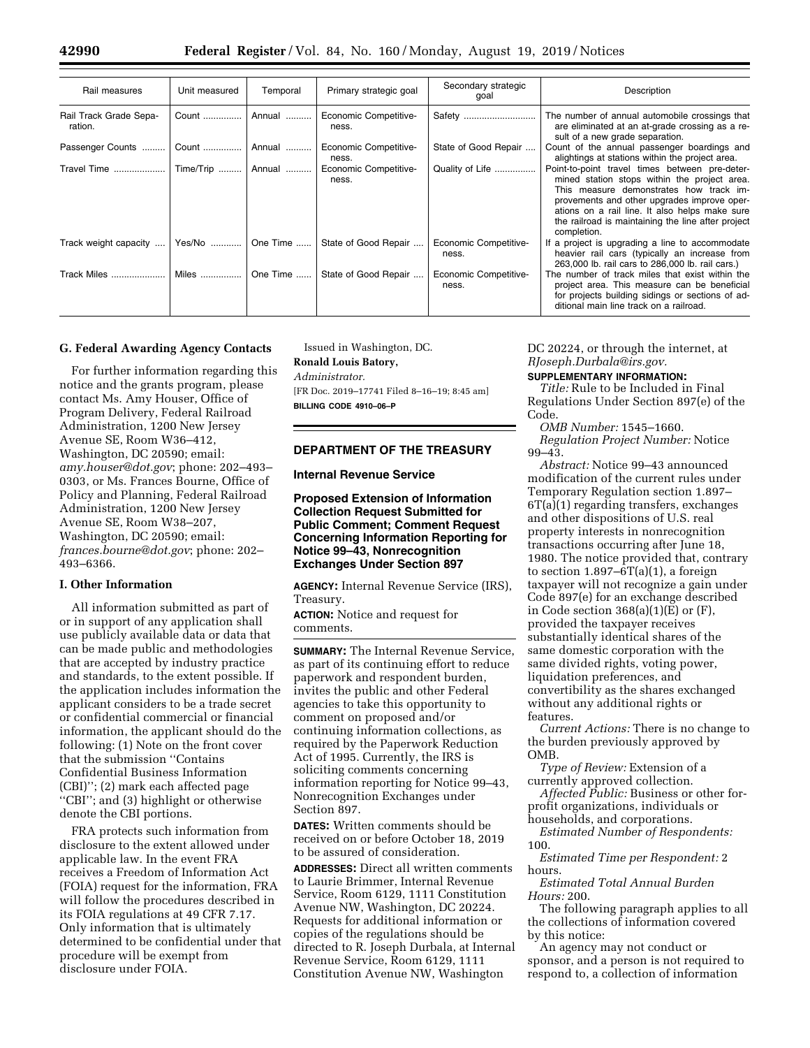| Rail measures | Unit measured | Temporal | Primary strategic goal | Secondary strategic goal | Description |
| --- | --- | --- | --- | --- | --- |
| Rail Track Grade Separation. | Count | Annual | Economic Competitiveness. | Safety | The number of annual automobile crossings that are eliminated at an at-grade crossing as a result of a new grade separation. |
| Passenger Counts | Count | Annual | Economic Competitiveness. | State of Good Repair | Count of the annual passenger boardings and alightings at stations within the project area. |
| Travel Time | Time/Trip | Annual | Economic Competitiveness. | Quality of Life | Point-to-point travel times between pre-determined station stops within the project area. This measure demonstrates how track improvements and other upgrades improve operations on a rail line. It also helps make sure the railroad is maintaining the line after project completion. |
| Track weight capacity | Yes/No | One Time | State of Good Repair | Economic Competitiveness. | If a project is upgrading a line to accommodate heavier rail cars (typically an increase from 263,000 lb. rail cars to 286,000 lb. rail cars.) |
| Track Miles | Miles | One Time | State of Good Repair | Economic Competitiveness. | The number of track miles that exist within the project area. This measure can be beneficial for projects building sidings or sections of additional main line track on a railroad. |

### G. Federal Awarding Agency Contacts

For further information regarding this notice and the grants program, please contact Ms. Amy Houser, Office of Program Delivery, Federal Railroad Administration, 1200 New Jersey Avenue SE, Room W36–412, Washington, DC 20590; email: *amy.houser@dot.gov*; phone: 202–493–0303, or Ms. Frances Bourne, Office of Policy and Planning, Federal Railroad Administration, 1200 New Jersey Avenue SE, Room W38–207, Washington, DC 20590; email: *frances.bourne@dot.gov*; phone: 202–493–6366.

### I. Other Information

All information submitted as part of or in support of any application shall use publicly available data or data that can be made public and methodologies that are accepted by industry practice and standards, to the extent possible. If the application includes information the applicant considers to be a trade secret or confidential commercial or financial information, the applicant should do the following: (1) Note on the front cover that the submission ''Contains Confidential Business Information (CBI)''; (2) mark each affected page ''CBI''; and (3) highlight or otherwise denote the CBI portions.

FRA protects such information from disclosure to the extent allowed under applicable law. In the event FRA receives a Freedom of Information Act (FOIA) request for the information, FRA will follow the procedures described in its FOIA regulations at 49 CFR 7.17. Only information that is ultimately determined to be confidential under that procedure will be exempt from disclosure under FOIA.

Issued in Washington, DC.

**Ronald Louis Batory,**

*Administrator.*

[FR Doc. 2019–17741 Filed 8–16–19; 8:45 am]

**BILLING CODE 4910–06–P**

## DEPARTMENT OF THE TREASURY

### Internal Revenue Service

### Proposed Extension of Information Collection Request Submitted for Public Comment; Comment Request Concerning Information Reporting for Notice 99–43, Nonrecognition Exchanges Under Section 897

**AGENCY:** Internal Revenue Service (IRS), Treasury.

**ACTION:** Notice and request for comments.

**SUMMARY:** The Internal Revenue Service, as part of its continuing effort to reduce paperwork and respondent burden, invites the public and other Federal agencies to take this opportunity to comment on proposed and/or continuing information collections, as required by the Paperwork Reduction Act of 1995. Currently, the IRS is soliciting comments concerning information reporting for Notice 99–43, Nonrecognition Exchanges under Section 897.

**DATES:** Written comments should be received on or before October 18, 2019 to be assured of consideration.

**ADDRESSES:** Direct all written comments to Laurie Brimmer, Internal Revenue Service, Room 6129, 1111 Constitution Avenue NW, Washington, DC 20224. Requests for additional information or copies of the regulations should be directed to R. Joseph Durbala, at Internal Revenue Service, Room 6129, 1111 Constitution Avenue NW, Washington DC 20224, or through the internet, at *RJoseph.Durbala@irs.gov.*

**SUPPLEMENTARY INFORMATION:**

*Title:* Rule to be Included in Final Regulations Under Section 897(e) of the Code.

*OMB Number:* 1545–1660.

*Regulation Project Number:* Notice 99–43.

*Abstract:* Notice 99–43 announced modification of the current rules under Temporary Regulation section 1.897–6T(a)(1) regarding transfers, exchanges and other dispositions of U.S. real property interests in nonrecognition transactions occurring after June 18, 1980. The notice provided that, contrary to section 1.897–6T(a)(1), a foreign taxpayer will not recognize a gain under Code 897(e) for an exchange described in Code section 368(a)(1)(E) or (F), provided the taxpayer receives substantially identical shares of the same domestic corporation with the same divided rights, voting power, liquidation preferences, and convertibility as the shares exchanged without any additional rights or features.

*Current Actions:* There is no change to the burden previously approved by OMB.

*Type of Review:* Extension of a currently approved collection.

*Affected Public:* Business or other for-profit organizations, individuals or households, and corporations.

*Estimated Number of Respondents:* 100.

*Estimated Time per Respondent:* 2 hours.

*Estimated Total Annual Burden Hours:* 200.

The following paragraph applies to all the collections of information covered by this notice:

An agency may not conduct or sponsor, and a person is not required to respond to, a collection of information